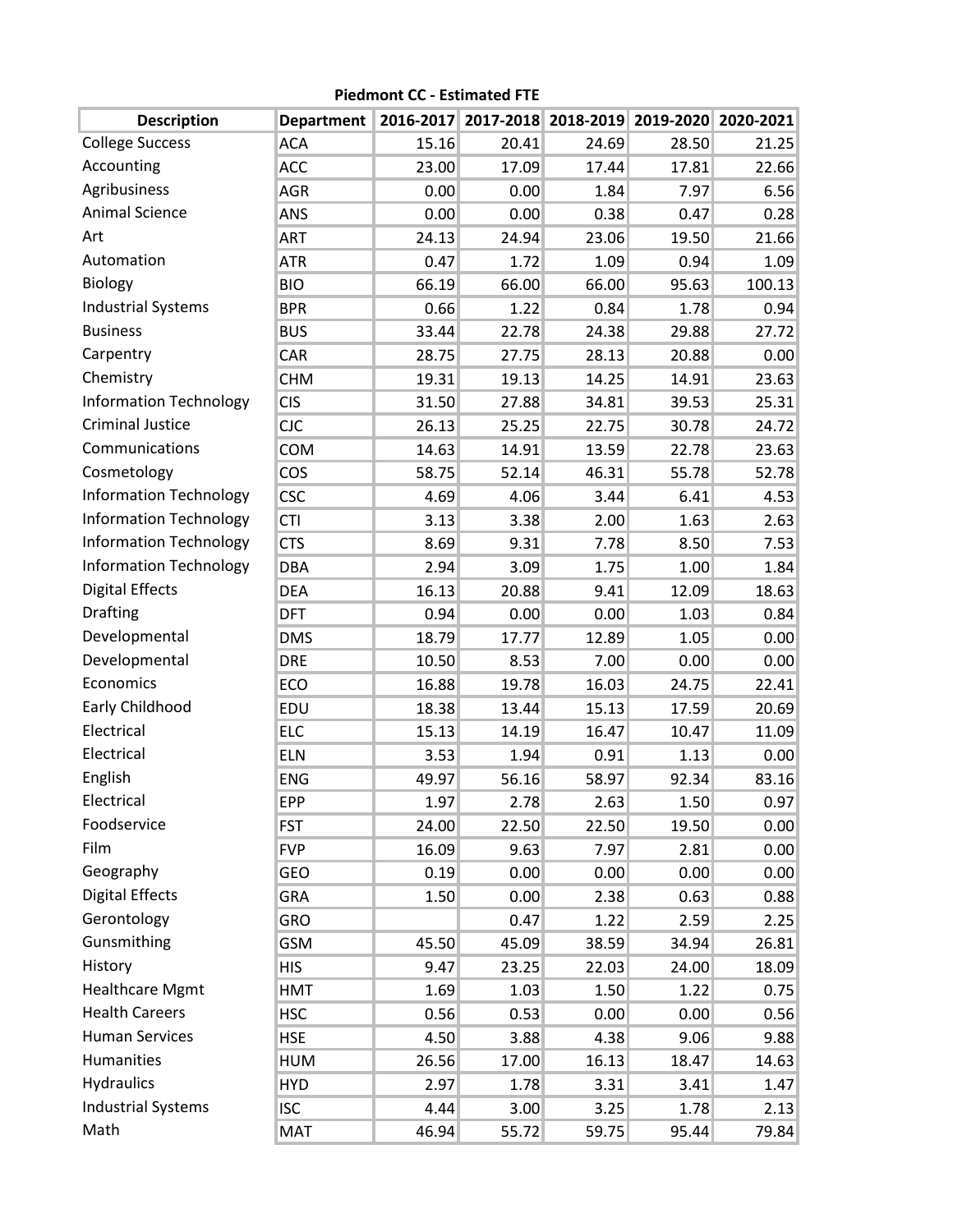**Piedmont CC - Estimated FTE**

| Description | Department | 2016-2017 | 2017-2018 | 2018-2019 | 2019-2020 | 2020-2021 |
|---|---|---|---|---|---|---|
| College Success | ACA | 15.16 | 20.41 | 24.69 | 28.50 | 21.25 |
| Accounting | ACC | 23.00 | 17.09 | 17.44 | 17.81 | 22.66 |
| Agribusiness | AGR | 0.00 | 0.00 | 1.84 | 7.97 | 6.56 |
| Animal Science | ANS | 0.00 | 0.00 | 0.38 | 0.47 | 0.28 |
| Art | ART | 24.13 | 24.94 | 23.06 | 19.50 | 21.66 |
| Automation | ATR | 0.47 | 1.72 | 1.09 | 0.94 | 1.09 |
| Biology | BIO | 66.19 | 66.00 | 66.00 | 95.63 | 100.13 |
| Industrial Systems | BPR | 0.66 | 1.22 | 0.84 | 1.78 | 0.94 |
| Business | BUS | 33.44 | 22.78 | 24.38 | 29.88 | 27.72 |
| Carpentry | CAR | 28.75 | 27.75 | 28.13 | 20.88 | 0.00 |
| Chemistry | CHM | 19.31 | 19.13 | 14.25 | 14.91 | 23.63 |
| Information Technology | CIS | 31.50 | 27.88 | 34.81 | 39.53 | 25.31 |
| Criminal Justice | CJC | 26.13 | 25.25 | 22.75 | 30.78 | 24.72 |
| Communications | COM | 14.63 | 14.91 | 13.59 | 22.78 | 23.63 |
| Cosmetology | COS | 58.75 | 52.14 | 46.31 | 55.78 | 52.78 |
| Information Technology | CSC | 4.69 | 4.06 | 3.44 | 6.41 | 4.53 |
| Information Technology | CTI | 3.13 | 3.38 | 2.00 | 1.63 | 2.63 |
| Information Technology | CTS | 8.69 | 9.31 | 7.78 | 8.50 | 7.53 |
| Information Technology | DBA | 2.94 | 3.09 | 1.75 | 1.00 | 1.84 |
| Digital Effects | DEA | 16.13 | 20.88 | 9.41 | 12.09 | 18.63 |
| Drafting | DFT | 0.94 | 0.00 | 0.00 | 1.03 | 0.84 |
| Developmental | DMS | 18.79 | 17.77 | 12.89 | 1.05 | 0.00 |
| Developmental | DRE | 10.50 | 8.53 | 7.00 | 0.00 | 0.00 |
| Economics | ECO | 16.88 | 19.78 | 16.03 | 24.75 | 22.41 |
| Early Childhood | EDU | 18.38 | 13.44 | 15.13 | 17.59 | 20.69 |
| Electrical | ELC | 15.13 | 14.19 | 16.47 | 10.47 | 11.09 |
| Electrical | ELN | 3.53 | 1.94 | 0.91 | 1.13 | 0.00 |
| English | ENG | 49.97 | 56.16 | 58.97 | 92.34 | 83.16 |
| Electrical | EPP | 1.97 | 2.78 | 2.63 | 1.50 | 0.97 |
| Foodservice | FST | 24.00 | 22.50 | 22.50 | 19.50 | 0.00 |
| Film | FVP | 16.09 | 9.63 | 7.97 | 2.81 | 0.00 |
| Geography | GEO | 0.19 | 0.00 | 0.00 | 0.00 | 0.00 |
| Digital Effects | GRA | 1.50 | 0.00 | 2.38 | 0.63 | 0.88 |
| Gerontology | GRO | | 0.47 | 1.22 | 2.59 | 2.25 |
| Gunsmithing | GSM | 45.50 | 45.09 | 38.59 | 34.94 | 26.81 |
| History | HIS | 9.47 | 23.25 | 22.03 | 24.00 | 18.09 |
| Healthcare Mgmt | HMT | 1.69 | 1.03 | 1.50 | 1.22 | 0.75 |
| Health Careers | HSC | 0.56 | 0.53 | 0.00 | 0.00 | 0.56 |
| Human Services | HSE | 4.50 | 3.88 | 4.38 | 9.06 | 9.88 |
| Humanities | HUM | 26.56 | 17.00 | 16.13 | 18.47 | 14.63 |
| Hydraulics | HYD | 2.97 | 1.78 | 3.31 | 3.41 | 1.47 |
| Industrial Systems | ISC | 4.44 | 3.00 | 3.25 | 1.78 | 2.13 |
| Math | MAT | 46.94 | 55.72 | 59.75 | 95.44 | 79.84 |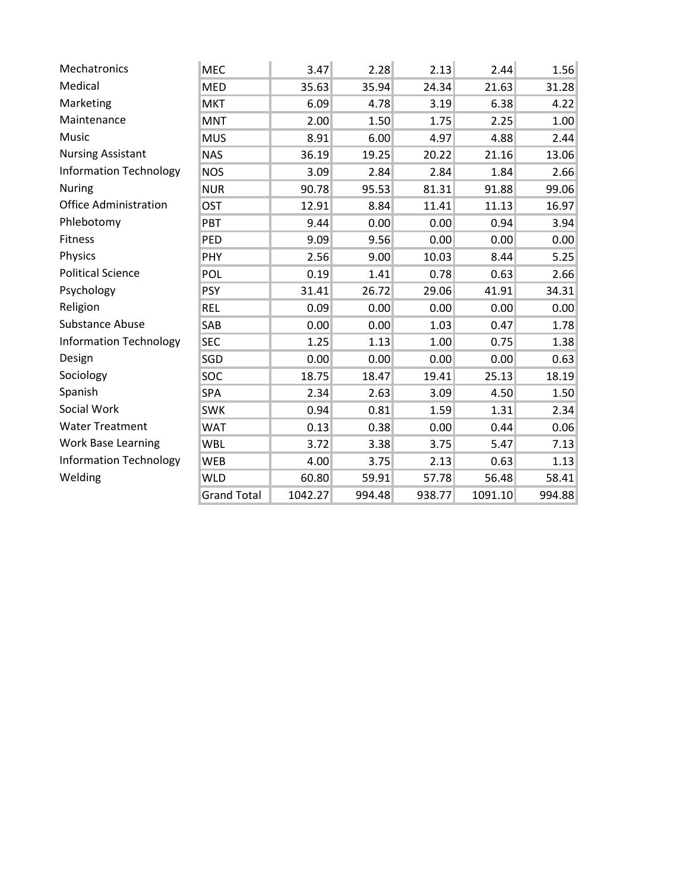| | | | | | | |
|---|---|---|---|---|---|---|
| Mechatronics | MEC | 3.47 | 2.28 | 2.13 | 2.44 | 1.56 |
| Medical | MED | 35.63 | 35.94 | 24.34 | 21.63 | 31.28 |
| Marketing | MKT | 6.09 | 4.78 | 3.19 | 6.38 | 4.22 |
| Maintenance | MNT | 2.00 | 1.50 | 1.75 | 2.25 | 1.00 |
| Music | MUS | 8.91 | 6.00 | 4.97 | 4.88 | 2.44 |
| Nursing Assistant | NAS | 36.19 | 19.25 | 20.22 | 21.16 | 13.06 |
| Information Technology | NOS | 3.09 | 2.84 | 2.84 | 1.84 | 2.66 |
| Nuring | NUR | 90.78 | 95.53 | 81.31 | 91.88 | 99.06 |
| Office Administration | OST | 12.91 | 8.84 | 11.41 | 11.13 | 16.97 |
| Phlebotomy | PBT | 9.44 | 0.00 | 0.00 | 0.94 | 3.94 |
| Fitness | PED | 9.09 | 9.56 | 0.00 | 0.00 | 0.00 |
| Physics | PHY | 2.56 | 9.00 | 10.03 | 8.44 | 5.25 |
| Political Science | POL | 0.19 | 1.41 | 0.78 | 0.63 | 2.66 |
| Psychology | PSY | 31.41 | 26.72 | 29.06 | 41.91 | 34.31 |
| Religion | REL | 0.09 | 0.00 | 0.00 | 0.00 | 0.00 |
| Substance Abuse | SAB | 0.00 | 0.00 | 1.03 | 0.47 | 1.78 |
| Information Technology | SEC | 1.25 | 1.13 | 1.00 | 0.75 | 1.38 |
| Design | SGD | 0.00 | 0.00 | 0.00 | 0.00 | 0.63 |
| Sociology | SOC | 18.75 | 18.47 | 19.41 | 25.13 | 18.19 |
| Spanish | SPA | 2.34 | 2.63 | 3.09 | 4.50 | 1.50 |
| Social Work | SWK | 0.94 | 0.81 | 1.59 | 1.31 | 2.34 |
| Water Treatment | WAT | 0.13 | 0.38 | 0.00 | 0.44 | 0.06 |
| Work Base Learning | WBL | 3.72 | 3.38 | 3.75 | 5.47 | 7.13 |
| Information Technology | WEB | 4.00 | 3.75 | 2.13 | 0.63 | 1.13 |
| Welding | WLD | 60.80 | 59.91 | 57.78 | 56.48 | 58.41 |
| | Grand Total | 1042.27 | 994.48 | 938.77 | 1091.10 | 994.88 |